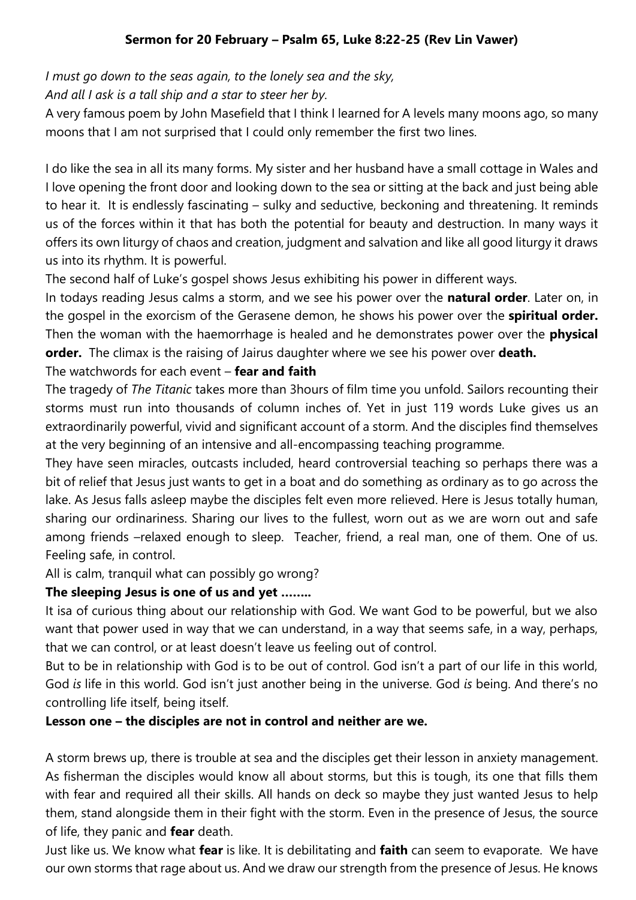**Sermon for 20 February – Psalm 65, Luke 8:22-25 (Rev Lin Vawer)**

*I must go down to the seas again, to the lonely sea and the sky,*
*And all I ask is a tall ship and a star to steer her by.*

A very famous poem by John Masefield that I think I learned for A levels many moons ago, so many moons that I am not surprised that I could only remember the first two lines.

I do like the sea in all its many forms. My sister and her husband have a small cottage in Wales and I love opening the front door and looking down to the sea or sitting at the back and just being able to hear it. It is endlessly fascinating – sulky and seductive, beckoning and threatening. It reminds us of the forces within it that has both the potential for beauty and destruction. In many ways it offers its own liturgy of chaos and creation, judgment and salvation and like all good liturgy it draws us into its rhythm. It is powerful.

The second half of Luke's gospel shows Jesus exhibiting his power in different ways.

In todays reading Jesus calms a storm, and we see his power over the **natural order**. Later on, in the gospel in the exorcism of the Gerasene demon, he shows his power over the **spiritual order.** Then the woman with the haemorrhage is healed and he demonstrates power over the **physical order.** The climax is the raising of Jairus daughter where we see his power over **death.**

The watchwords for each event – **fear and faith**

The tragedy of *The Titanic* takes more than 3hours of film time you unfold. Sailors recounting their storms must run into thousands of column inches of. Yet in just 119 words Luke gives us an extraordinarily powerful, vivid and significant account of a storm. And the disciples find themselves at the very beginning of an intensive and all-encompassing teaching programme.

They have seen miracles, outcasts included, heard controversial teaching so perhaps there was a bit of relief that Jesus just wants to get in a boat and do something as ordinary as to go across the lake. As Jesus falls asleep maybe the disciples felt even more relieved. Here is Jesus totally human, sharing our ordinariness. Sharing our lives to the fullest, worn out as we are worn out and safe among friends –relaxed enough to sleep. Teacher, friend, a real man, one of them. One of us. Feeling safe, in control.

All is calm, tranquil what can possibly go wrong?

**The sleeping Jesus is one of us and yet ……..**

It isa of curious thing about our relationship with God. We want God to be powerful, but we also want that power used in way that we can understand, in a way that seems safe, in a way, perhaps, that we can control, or at least doesn't leave us feeling out of control.

But to be in relationship with God is to be out of control. God isn't a part of our life in this world, God *is* life in this world. God isn't just another being in the universe. God *is* being. And there's no controlling life itself, being itself.

**Lesson one – the disciples are not in control and neither are we.**

A storm brews up, there is trouble at sea and the disciples get their lesson in anxiety management. As fisherman the disciples would know all about storms, but this is tough, its one that fills them with fear and required all their skills. All hands on deck so maybe they just wanted Jesus to help them, stand alongside them in their fight with the storm. Even in the presence of Jesus, the source of life, they panic and **fear** death.

Just like us. We know what **fear** is like. It is debilitating and **faith** can seem to evaporate. We have our own storms that rage about us. And we draw our strength from the presence of Jesus. He knows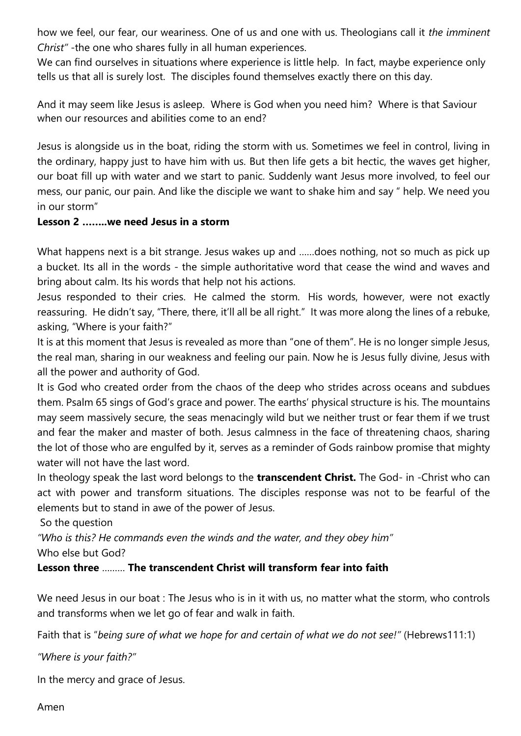how we feel, our fear, our weariness. One of us and one with us. Theologians call it *the imminent Christ"* -the one who shares fully in all human experiences.

We can find ourselves in situations where experience is little help. In fact, maybe experience only tells us that all is surely lost. The disciples found themselves exactly there on this day.

And it may seem like Jesus is asleep. Where is God when you need him? Where is that Saviour when our resources and abilities come to an end?

Jesus is alongside us in the boat, riding the storm with us. Sometimes we feel in control, living in the ordinary, happy just to have him with us. But then life gets a bit hectic, the waves get higher, our boat fill up with water and we start to panic. Suddenly want Jesus more involved, to feel our mess, our panic, our pain. And like the disciple we want to shake him and say " help. We need you in our storm"

**Lesson 2 ……..we need Jesus in a storm**

What happens next is a bit strange. Jesus wakes up and ……does nothing, not so much as pick up a bucket. Its all in the words - the simple authoritative word that cease the wind and waves and bring about calm. Its his words that help not his actions.

Jesus responded to their cries. He calmed the storm. His words, however, were not exactly reassuring. He didn't say, "There, there, it'll all be all right." It was more along the lines of a rebuke, asking, "Where is your faith?"

It is at this moment that Jesus is revealed as more than "one of them". He is no longer simple Jesus, the real man, sharing in our weakness and feeling our pain. Now he is Jesus fully divine, Jesus with all the power and authority of God.

It is God who created order from the chaos of the deep who strides across oceans and subdues them. Psalm 65 sings of God's grace and power. The earths' physical structure is his. The mountains may seem massively secure, the seas menacingly wild but we neither trust or fear them if we trust and fear the maker and master of both. Jesus calmness in the face of threatening chaos, sharing the lot of those who are engulfed by it, serves as a reminder of Gods rainbow promise that mighty water will not have the last word.

In theology speak the last word belongs to the **transcendent Christ.** The God- in -Christ who can act with power and transform situations. The disciples response was not to be fearful of the elements but to stand in awe of the power of Jesus.

So the question

*"Who is this? He commands even the winds and the water, and they obey him"*

Who else but God?

**Lesson three** ……… **The transcendent Christ will transform fear into faith**

We need Jesus in our boat : The Jesus who is in it with us, no matter what the storm, who controls and transforms when we let go of fear and walk in faith.

Faith that is "*being sure of what we hope for and certain of what we do not see!"* (Hebrews111:1)

*"Where is your faith?"*

In the mercy and grace of Jesus.

Amen